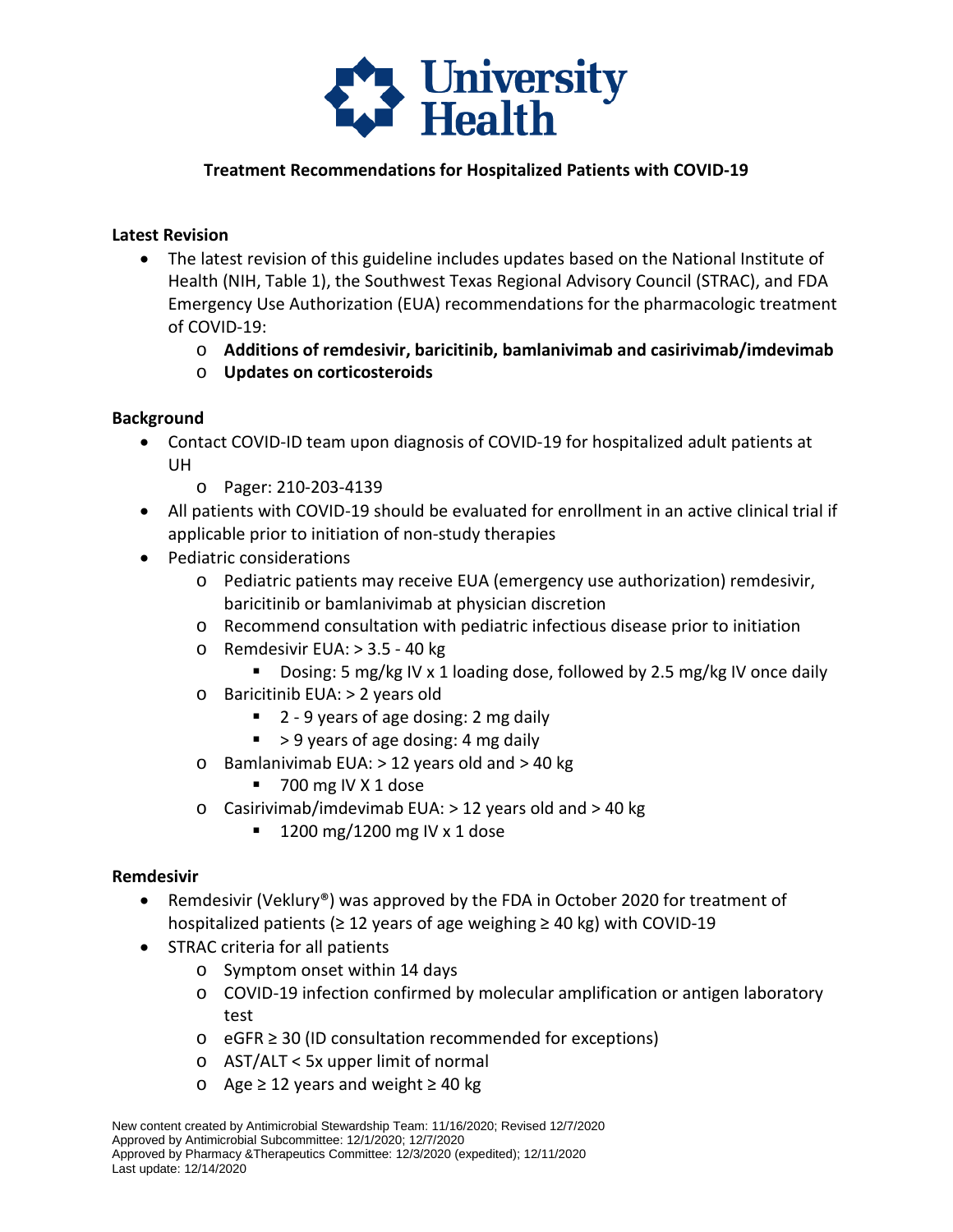University Health

# Treatment Recommendations for Hospitalized Patients with COVID-19

## Latest Revision

- The latest revision of this guideline includes updates based on the National Institute of Health (NIH, Table 1), the Southwest Texas Regional Advisory Council (STRAC), and FDA Emergency Use Authorization (EUA) recommendations for the pharmacologic treatment of COVID-19:
  - **Additions of remdesivir, baricitinib, bamlanivimab and casirivimab/imdevimab**
  - **Updates on corticosteroids**

## Background

- Contact COVID-ID team upon diagnosis of COVID-19 for hospitalized adult patients at UH
  - Pager: 210-203-4139
- All patients with COVID-19 should be evaluated for enrollment in an active clinical trial if applicable prior to initiation of non-study therapies
- Pediatric considerations
  - Pediatric patients may receive EUA (emergency use authorization) remdesivir, baricitinib or bamlanivimab at physician discretion
  - Recommend consultation with pediatric infectious disease prior to initiation
  - Remdesivir EUA: > 3.5 - 40 kg
    - Dosing: 5 mg/kg IV x 1 loading dose, followed by 2.5 mg/kg IV once daily
  - Baricitinib EUA: > 2 years old
    - 2 - 9 years of age dosing: 2 mg daily
    - > 9 years of age dosing: 4 mg daily
  - Bamlanivimab EUA: > 12 years old and > 40 kg
    - 700 mg IV X 1 dose
  - Casirivimab/imdevimab EUA: > 12 years old and > 40 kg
    - 1200 mg/1200 mg IV x 1 dose

## Remdesivir

- Remdesivir (Veklury®) was approved by the FDA in October 2020 for treatment of hospitalized patients (≥ 12 years of age weighing ≥ 40 kg) with COVID-19
- STRAC criteria for all patients
  - Symptom onset within 14 days
  - COVID-19 infection confirmed by molecular amplification or antigen laboratory test
  - eGFR ≥ 30 (ID consultation recommended for exceptions)
  - AST/ALT < 5x upper limit of normal
  - Age ≥ 12 years and weight ≥ 40 kg

New content created by Antimicrobial Stewardship Team: 11/16/2020; Revised 12/7/2020
Approved by Antimicrobial Subcommittee: 12/1/2020; 12/7/2020
Approved by Pharmacy &Therapeutics Committee: 12/3/2020 (expedited); 12/11/2020
Last update: 12/14/2020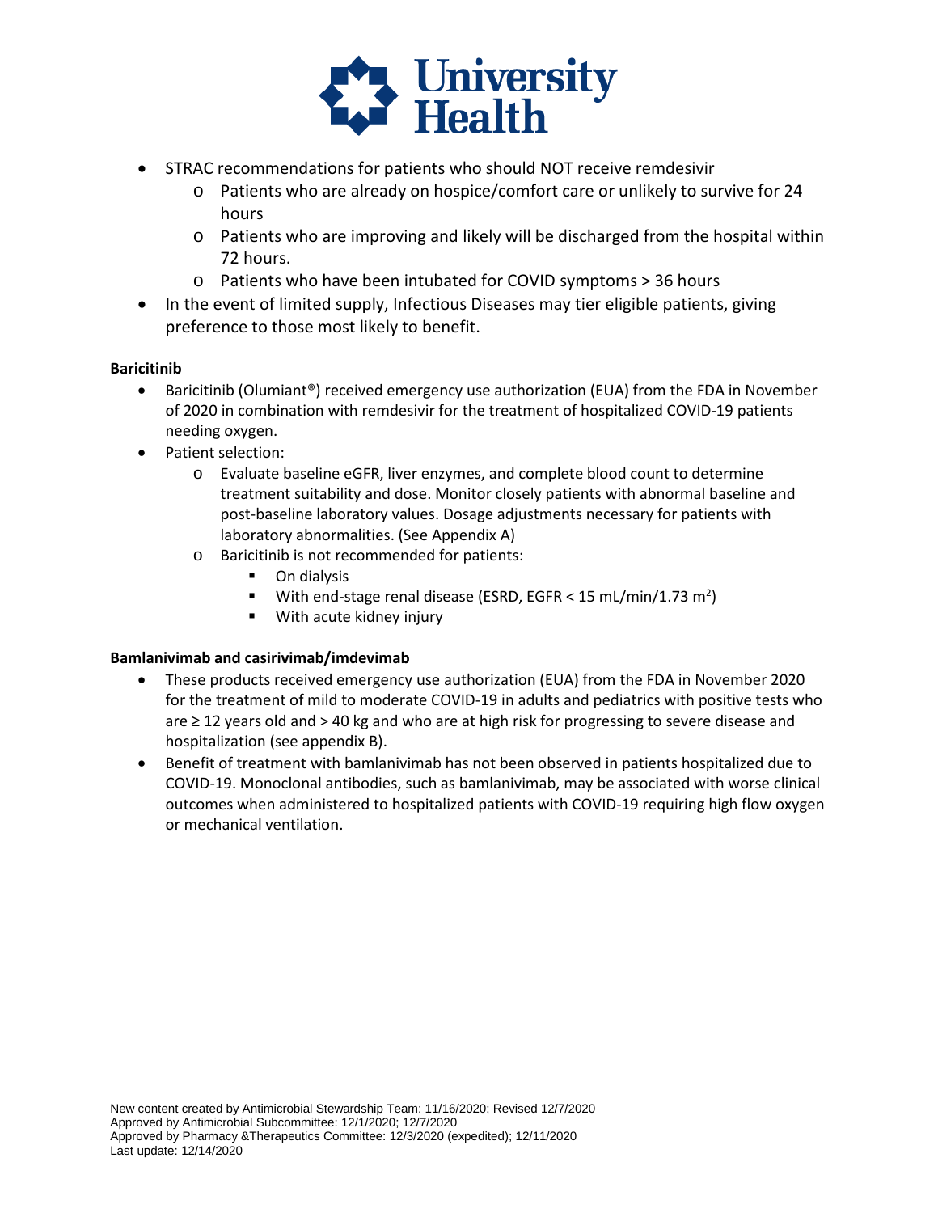- STRAC recommendations for patients who should NOT receive remdesivir
  - Patients who are already on hospice/comfort care or unlikely to survive for 24 hours
  - Patients who are improving and likely will be discharged from the hospital within 72 hours.
  - Patients who have been intubated for COVID symptoms > 36 hours
- In the event of limited supply, Infectious Diseases may tier eligible patients, giving preference to those most likely to benefit.

**Baricitinib**

- Baricitinib (Olumiant®) received emergency use authorization (EUA) from the FDA in November of 2020 in combination with remdesivir for the treatment of hospitalized COVID-19 patients needing oxygen.
- Patient selection:
  - Evaluate baseline eGFR, liver enzymes, and complete blood count to determine treatment suitability and dose. Monitor closely patients with abnormal baseline and post-baseline laboratory values. Dosage adjustments necessary for patients with laboratory abnormalities. (See Appendix A)
  - Baricitinib is not recommended for patients:
    - On dialysis
    - With end-stage renal disease (ESRD, EGFR < 15 mL/min/1.73 $m^2$)
    - With acute kidney injury

**Bamlanivimab and casirivimab/imdevimab**

- These products received emergency use authorization (EUA) from the FDA in November 2020 for the treatment of mild to moderate COVID-19 in adults and pediatrics with positive tests who are ≥ 12 years old and > 40 kg and who are at high risk for progressing to severe disease and hospitalization (see appendix B).
- Benefit of treatment with bamlanivimab has not been observed in patients hospitalized due to COVID-19. Monoclonal antibodies, such as bamlanivimab, may be associated with worse clinical outcomes when administered to hospitalized patients with COVID-19 requiring high flow oxygen or mechanical ventilation.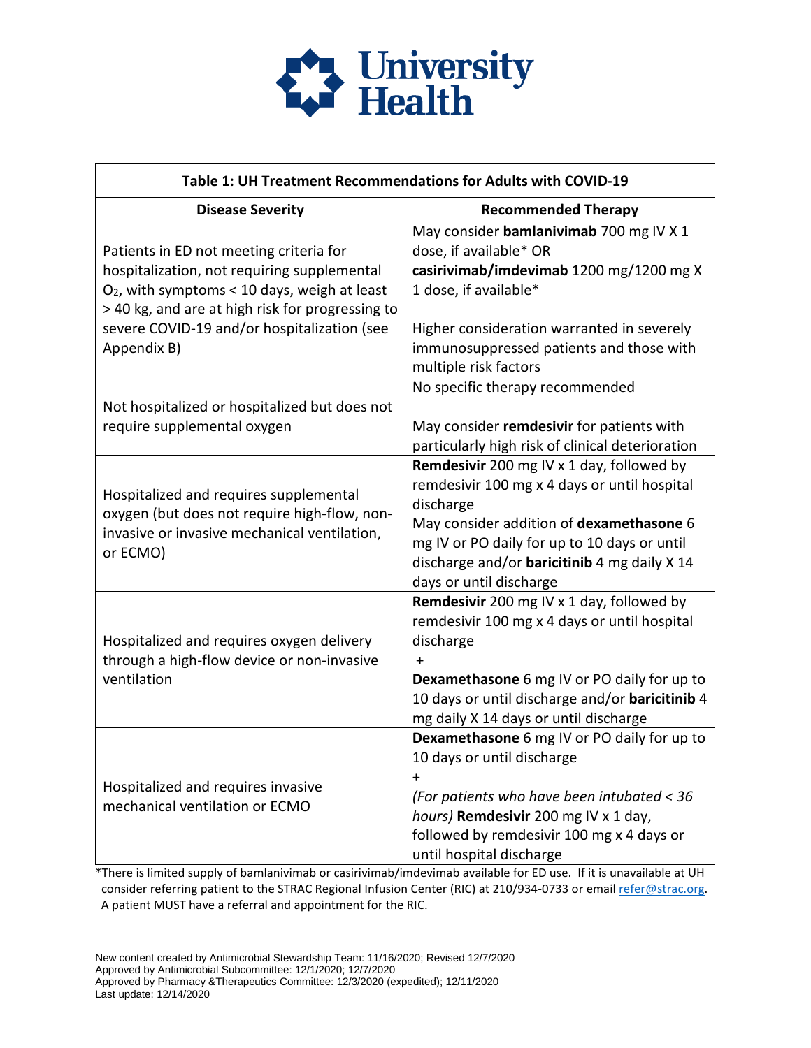| Table 1: UH Treatment Recommendations for Adults with COVID-19 | |
|---|---|
| **Disease Severity** | **Recommended Therapy** |
| Patients in ED not meeting criteria for hospitalization, not requiring supplemental $O_2$, with symptoms < 10 days, weigh at least > 40 kg, and are at high risk for progressing to severe COVID-19 and/or hospitalization (see Appendix B) | May consider **bamlanivimab** 700 mg IV X 1 dose, if available* OR **casirivimab/imdevimab** 1200 mg/1200 mg X 1 dose, if available*<br><br>Higher consideration warranted in severely immunosuppressed patients and those with multiple risk factors |
| Not hospitalized or hospitalized but does not require supplemental oxygen | No specific therapy recommended<br><br>May consider **remdesivir** for patients with particularly high risk of clinical deterioration |
| Hospitalized and requires supplemental oxygen (but does not require high-flow, non-invasive or invasive mechanical ventilation, or ECMO) | **Remdesivir** 200 mg IV x 1 day, followed by remdesivir 100 mg x 4 days or until hospital discharge<br>May consider addition of **dexamethasone** 6 mg IV or PO daily for up to 10 days or until discharge and/or **baricitinib** 4 mg daily X 14 days or until discharge |
| Hospitalized and requires oxygen delivery through a high-flow device or non-invasive ventilation | **Remdesivir** 200 mg IV x 1 day, followed by remdesivir 100 mg x 4 days or until hospital discharge<br>+<br>**Dexamethasone** 6 mg IV or PO daily for up to 10 days or until discharge and/or **baricitinib** 4 mg daily X 14 days or until discharge |
| Hospitalized and requires invasive mechanical ventilation or ECMO | **Dexamethasone** 6 mg IV or PO daily for up to 10 days or until discharge<br>+<br>*(For patients who have been intubated < 36 hours)* **Remdesivir** 200 mg IV x 1 day, followed by remdesivir 100 mg x 4 days or until hospital discharge |

*There is limited supply of bamlanivimab or casirivimab/imdevimab available for ED use. If it is unavailable at UH consider referring patient to the STRAC Regional Infusion Center (RIC) at 210/934-0733 or email refer@strac.org. A patient MUST have a referral and appointment for the RIC.

New content created by Antimicrobial Stewardship Team: 11/16/2020; Revised 12/7/2020
Approved by Antimicrobial Subcommittee: 12/1/2020; 12/7/2020
Approved by Pharmacy &Therapeutics Committee: 12/3/2020 (expedited); 12/11/2020
Last update: 12/14/2020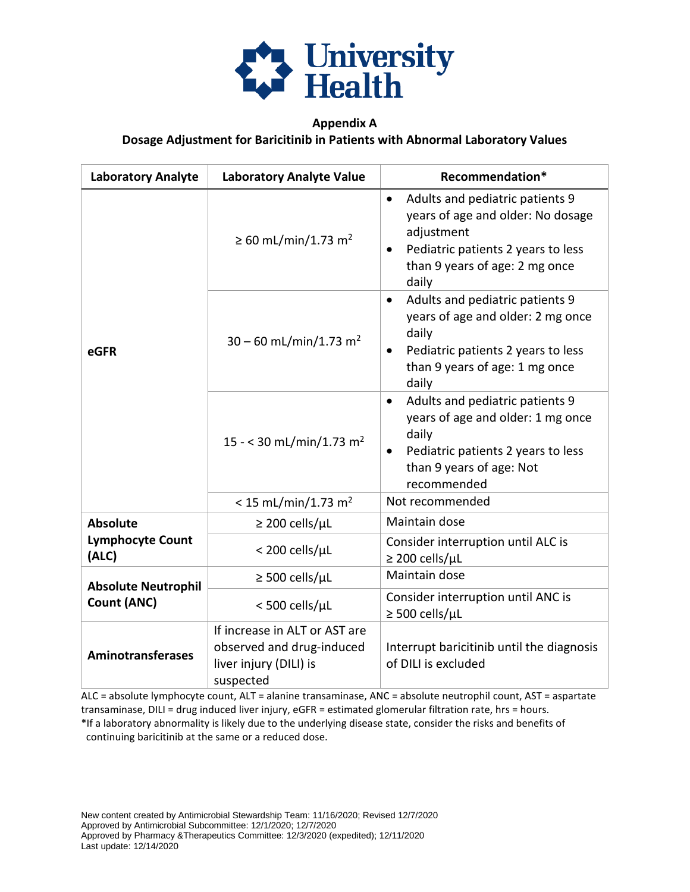**University Health**

## Appendix A

## Dosage Adjustment for Baricitinib in Patients with Abnormal Laboratory Values

| Laboratory Analyte | Laboratory Analyte Value | Recommendation* |
|---|---|---|
| **eGFR** | ≥ 60 mL/min/1.73 $m^2$ | • Adults and pediatric patients 9 years of age and older: No dosage adjustment<br>• Pediatric patients 2 years to less than 9 years of age: 2 mg once daily |
| | 30 – 60 mL/min/1.73 $m^2$ | • Adults and pediatric patients 9 years of age and older: 2 mg once daily<br>• Pediatric patients 2 years to less than 9 years of age: 1 mg once daily |
| | 15 - < 30 mL/min/1.73 $m^2$ | • Adults and pediatric patients 9 years of age and older: 1 mg once daily<br>• Pediatric patients 2 years to less than 9 years of age: Not recommended |
| | < 15 mL/min/1.73 $m^2$ | Not recommended |
| **Absolute Lymphocyte Count (ALC)** | ≥ 200 cells/μL | Maintain dose |
| | < 200 cells/μL | Consider interruption until ALC is ≥ 200 cells/μL |
| **Absolute Neutrophil Count (ANC)** | ≥ 500 cells/μL | Maintain dose |
| | < 500 cells/μL | Consider interruption until ANC is ≥ 500 cells/μL |
| **Aminotransferases** | If increase in ALT or AST are observed and drug-induced liver injury (DILI) is suspected | Interrupt baricitinib until the diagnosis of DILI is excluded |

ALC = absolute lymphocyte count, ALT = alanine transaminase, ANC = absolute neutrophil count, AST = aspartate transaminase, DILI = drug induced liver injury, eGFR = estimated glomerular filtration rate, hrs = hours.

*If a laboratory abnormality is likely due to the underlying disease state, consider the risks and benefits of continuing baricitinib at the same or a reduced dose.

New content created by Antimicrobial Stewardship Team: 11/16/2020; Revised 12/7/2020
Approved by Antimicrobial Subcommittee: 12/1/2020; 12/7/2020
Approved by Pharmacy &Therapeutics Committee: 12/3/2020 (expedited); 12/11/2020
Last update: 12/14/2020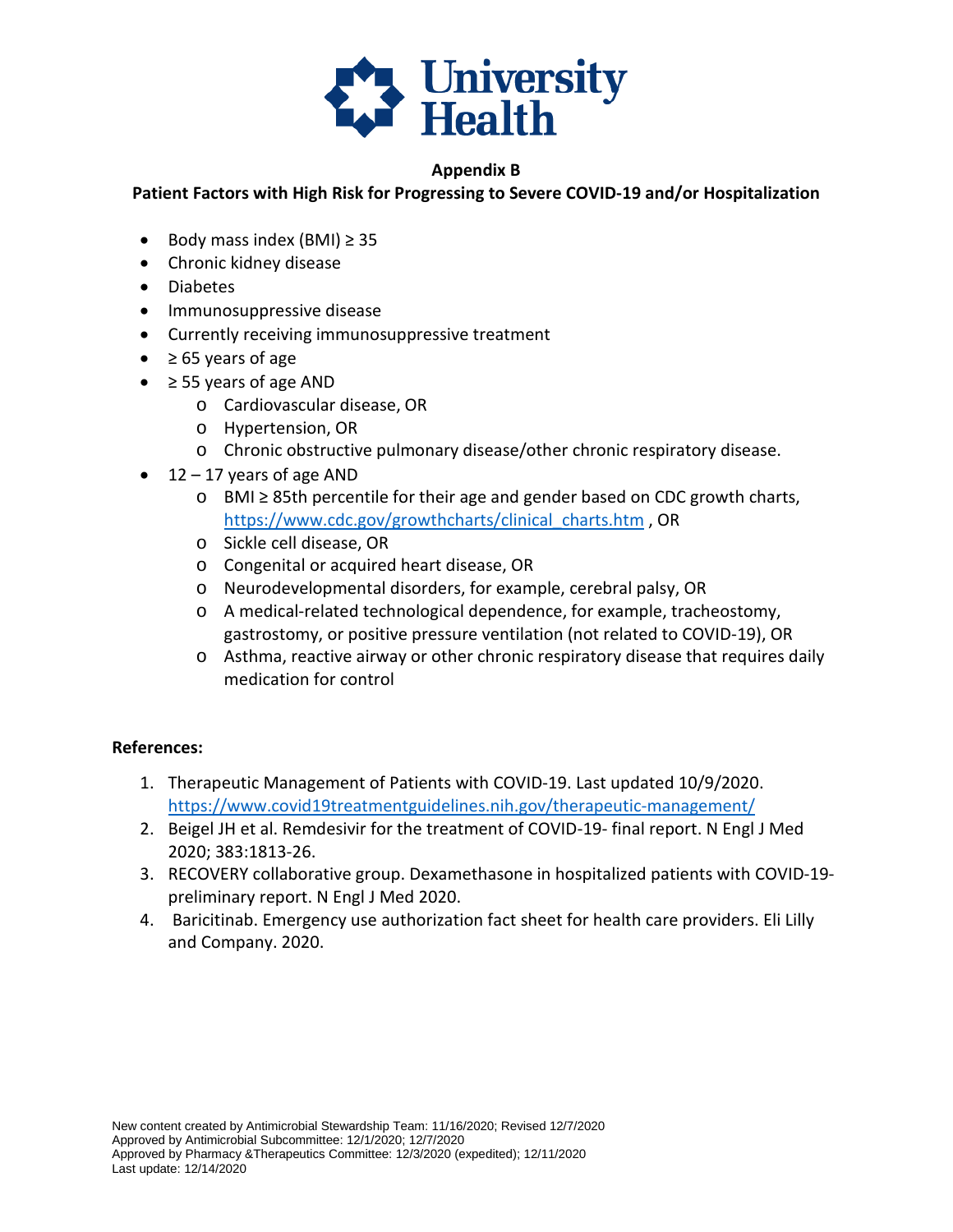**University Health**

## Appendix B

### Patient Factors with High Risk for Progressing to Severe COVID-19 and/or Hospitalization

- Body mass index (BMI) ≥ 35
- Chronic kidney disease
- Diabetes
- Immunosuppressive disease
- Currently receiving immunosuppressive treatment
- ≥ 65 years of age
- ≥ 55 years of age AND
    - Cardiovascular disease, OR
    - Hypertension, OR
    - Chronic obstructive pulmonary disease/other chronic respiratory disease.
- 12 – 17 years of age AND
    - BMI ≥ 85th percentile for their age and gender based on CDC growth charts, https://www.cdc.gov/growthcharts/clinical_charts.htm , OR
    - Sickle cell disease, OR
    - Congenital or acquired heart disease, OR
    - Neurodevelopmental disorders, for example, cerebral palsy, OR
    - A medical-related technological dependence, for example, tracheostomy, gastrostomy, or positive pressure ventilation (not related to COVID-19), OR
    - Asthma, reactive airway or other chronic respiratory disease that requires daily medication for control

**References:**

1. Therapeutic Management of Patients with COVID-19. Last updated 10/9/2020. https://www.covid19treatmentguidelines.nih.gov/therapeutic-management/
2. Beigel JH et al. Remdesivir for the treatment of COVID-19- final report. N Engl J Med 2020; 383:1813-26.
3. RECOVERY collaborative group. Dexamethasone in hospitalized patients with COVID-19- preliminary report. N Engl J Med 2020.
4. Baricitinab. Emergency use authorization fact sheet for health care providers. Eli Lilly and Company. 2020.

New content created by Antimicrobial Stewardship Team: 11/16/2020; Revised 12/7/2020
Approved by Antimicrobial Subcommittee: 12/1/2020; 12/7/2020
Approved by Pharmacy &Therapeutics Committee: 12/3/2020 (expedited); 12/11/2020
Last update: 12/14/2020